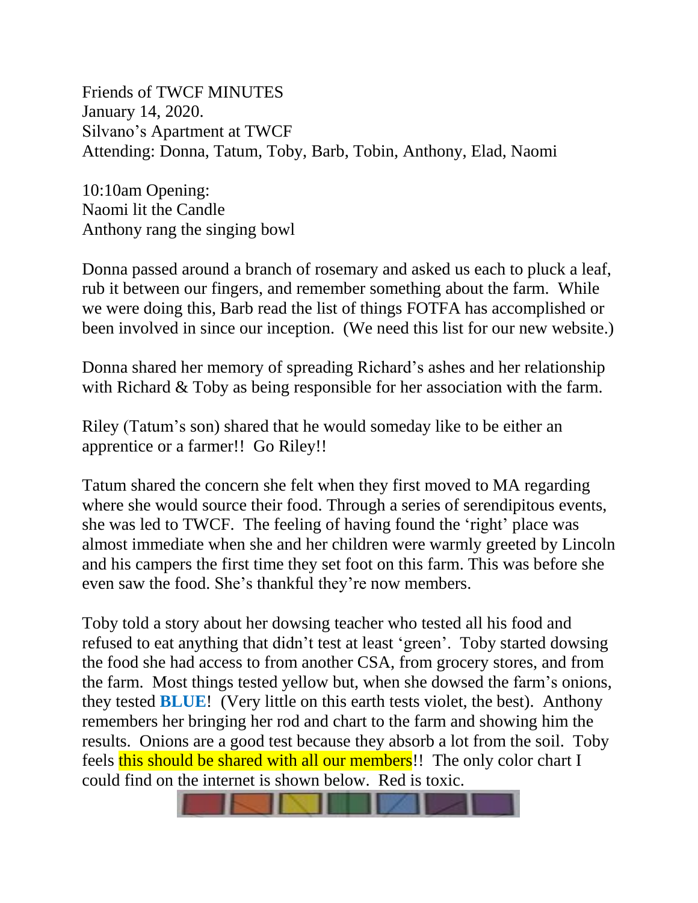Friends of TWCF MINUTES
January 14, 2020.
Silvano's Apartment at TWCF
Attending: Donna, Tatum, Toby, Barb, Tobin, Anthony, Elad, Naomi

10:10am Opening:
Naomi lit the Candle
Anthony rang the singing bowl

Donna passed around a branch of rosemary and asked us each to pluck a leaf, rub it between our fingers, and remember something about the farm. While we were doing this, Barb read the list of things FOTFA has accomplished or been involved in since our inception. (We need this list for our new website.)

Donna shared her memory of spreading Richard's ashes and her relationship with Richard & Toby as being responsible for her association with the farm.

Riley (Tatum's son) shared that he would someday like to be either an apprentice or a farmer!! Go Riley!!

Tatum shared the concern she felt when they first moved to MA regarding where she would source their food. Through a series of serendipitous events, she was led to TWCF. The feeling of having found the 'right' place was almost immediate when she and her children were warmly greeted by Lincoln and his campers the first time they set foot on this farm. This was before she even saw the food. She's thankful they're now members.

Toby told a story about her dowsing teacher who tested all his food and refused to eat anything that didn't test at least 'green'. Toby started dowsing the food she had access to from another CSA, from grocery stores, and from the farm. Most things tested yellow but, when she dowsed the farm's onions, they tested **BLUE**! (Very little on this earth tests violet, the best). Anthony remembers her bringing her rod and chart to the farm and showing him the results. Onions are a good test because they absorb a lot from the soil. Toby feels this should be shared with all our members!! The only color chart I could find on the internet is shown below. Red is toxic.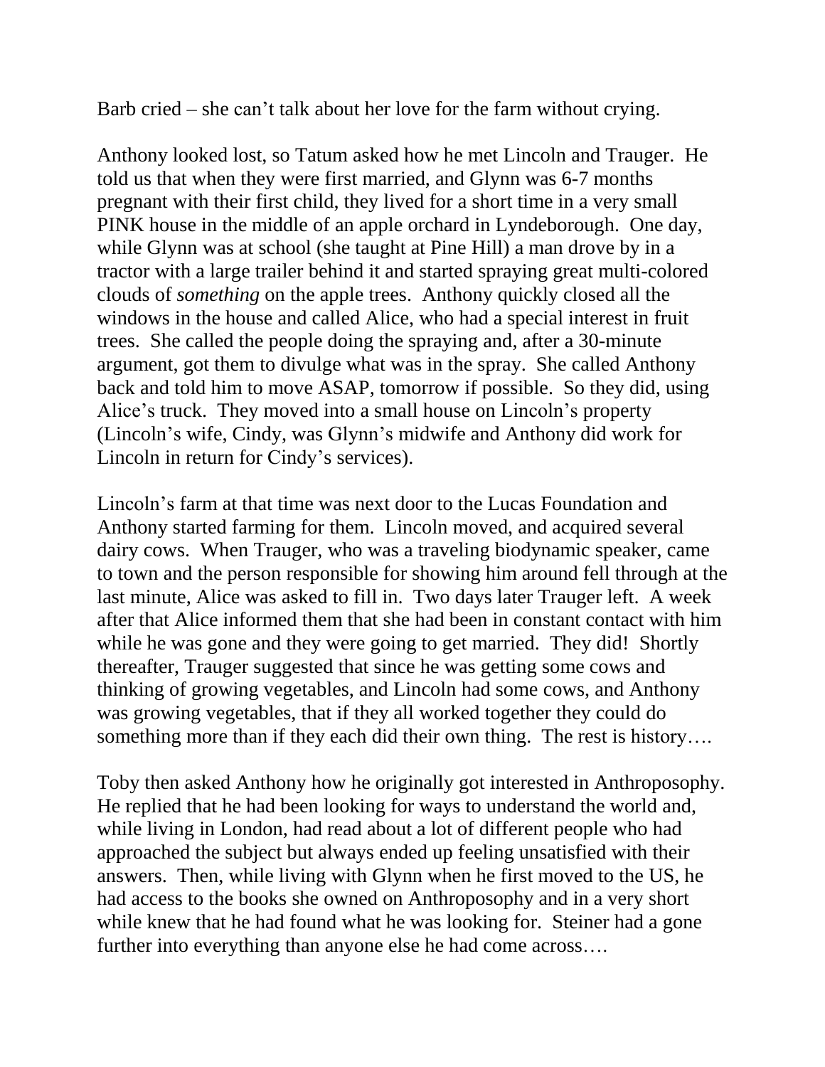Barb cried – she can't talk about her love for the farm without crying.

Anthony looked lost, so Tatum asked how he met Lincoln and Trauger. He told us that when they were first married, and Glynn was 6-7 months pregnant with their first child, they lived for a short time in a very small PINK house in the middle of an apple orchard in Lyndeborough. One day, while Glynn was at school (she taught at Pine Hill) a man drove by in a tractor with a large trailer behind it and started spraying great multi-colored clouds of *something* on the apple trees. Anthony quickly closed all the windows in the house and called Alice, who had a special interest in fruit trees. She called the people doing the spraying and, after a 30-minute argument, got them to divulge what was in the spray. She called Anthony back and told him to move ASAP, tomorrow if possible. So they did, using Alice's truck. They moved into a small house on Lincoln's property (Lincoln's wife, Cindy, was Glynn's midwife and Anthony did work for Lincoln in return for Cindy's services).

Lincoln's farm at that time was next door to the Lucas Foundation and Anthony started farming for them. Lincoln moved, and acquired several dairy cows. When Trauger, who was a traveling biodynamic speaker, came to town and the person responsible for showing him around fell through at the last minute, Alice was asked to fill in. Two days later Trauger left. A week after that Alice informed them that she had been in constant contact with him while he was gone and they were going to get married. They did! Shortly thereafter, Trauger suggested that since he was getting some cows and thinking of growing vegetables, and Lincoln had some cows, and Anthony was growing vegetables, that if they all worked together they could do something more than if they each did their own thing. The rest is history….

Toby then asked Anthony how he originally got interested in Anthroposophy. He replied that he had been looking for ways to understand the world and, while living in London, had read about a lot of different people who had approached the subject but always ended up feeling unsatisfied with their answers. Then, while living with Glynn when he first moved to the US, he had access to the books she owned on Anthroposophy and in a very short while knew that he had found what he was looking for. Steiner had a gone further into everything than anyone else he had come across….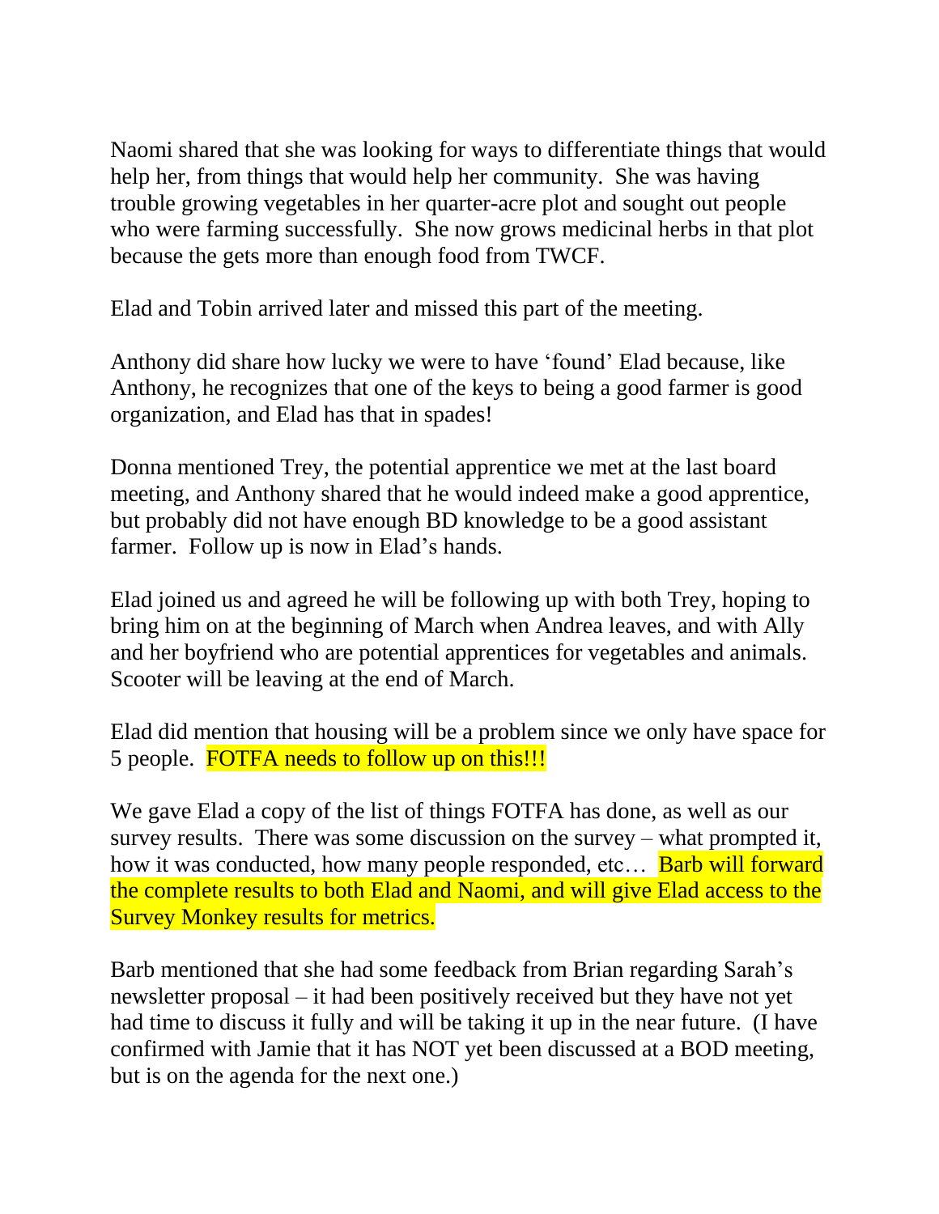Naomi shared that she was looking for ways to differentiate things that would help her, from things that would help her community. She was having trouble growing vegetables in her quarter-acre plot and sought out people who were farming successfully. She now grows medicinal herbs in that plot because the gets more than enough food from TWCF.

Elad and Tobin arrived later and missed this part of the meeting.

Anthony did share how lucky we were to have 'found' Elad because, like Anthony, he recognizes that one of the keys to being a good farmer is good organization, and Elad has that in spades!

Donna mentioned Trey, the potential apprentice we met at the last board meeting, and Anthony shared that he would indeed make a good apprentice, but probably did not have enough BD knowledge to be a good assistant farmer. Follow up is now in Elad's hands.

Elad joined us and agreed he will be following up with both Trey, hoping to bring him on at the beginning of March when Andrea leaves, and with Ally and her boyfriend who are potential apprentices for vegetables and animals. Scooter will be leaving at the end of March.

Elad did mention that housing will be a problem since we only have space for 5 people. FOTFA needs to follow up on this!!!

We gave Elad a copy of the list of things FOTFA has done, as well as our survey results. There was some discussion on the survey – what prompted it, how it was conducted, how many people responded, etc… Barb will forward the complete results to both Elad and Naomi, and will give Elad access to the Survey Monkey results for metrics.

Barb mentioned that she had some feedback from Brian regarding Sarah's newsletter proposal – it had been positively received but they have not yet had time to discuss it fully and will be taking it up in the near future. (I have confirmed with Jamie that it has NOT yet been discussed at a BOD meeting, but is on the agenda for the next one.)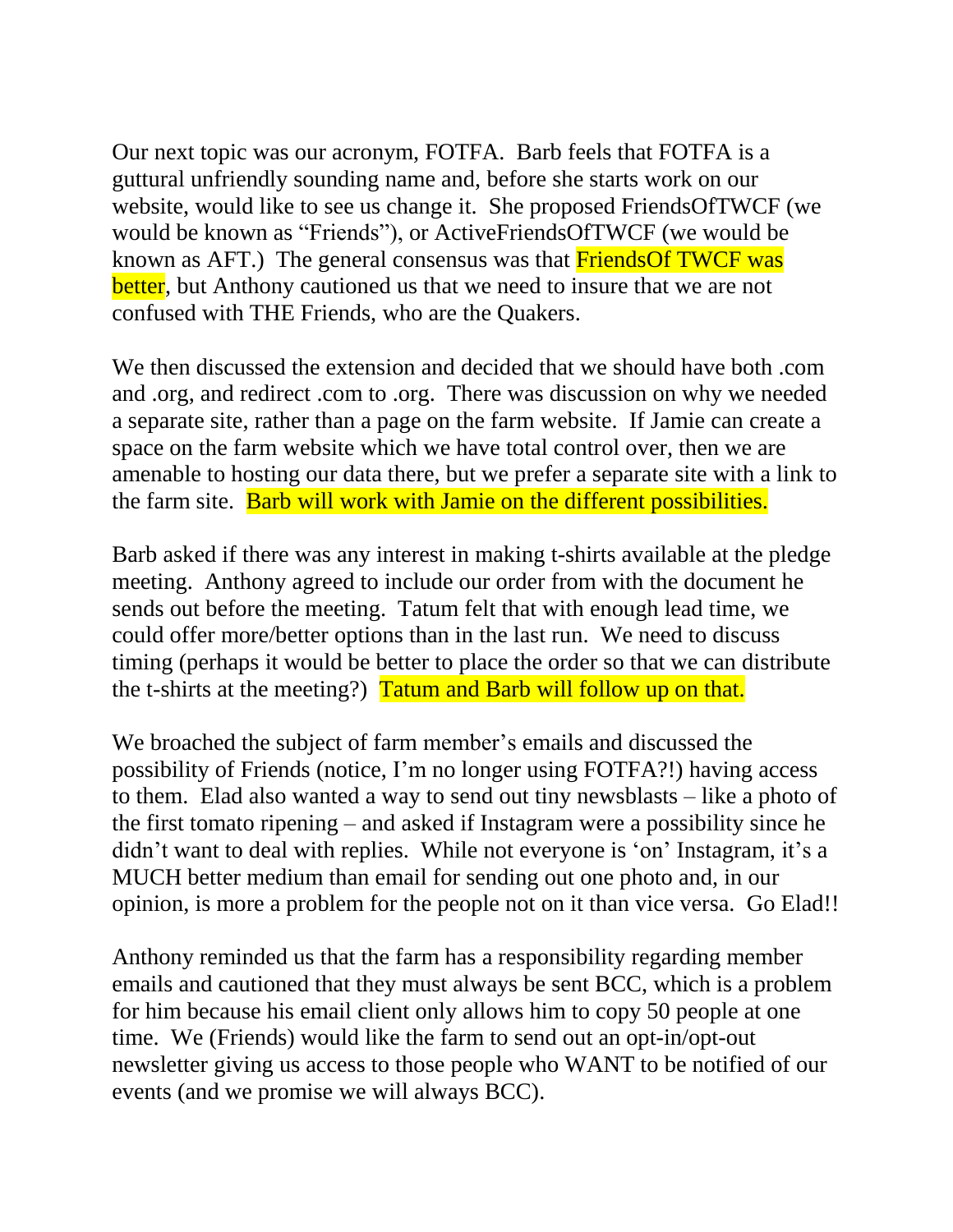Our next topic was our acronym, FOTFA. Barb feels that FOTFA is a guttural unfriendly sounding name and, before she starts work on our website, would like to see us change it. She proposed FriendsOfTWCF (we would be known as "Friends"), or ActiveFriendsOfTWCF (we would be known as AFT.) The general consensus was that FriendsOf TWCF was better, but Anthony cautioned us that we need to insure that we are not confused with THE Friends, who are the Quakers.

We then discussed the extension and decided that we should have both .com and .org, and redirect .com to .org. There was discussion on why we needed a separate site, rather than a page on the farm website. If Jamie can create a space on the farm website which we have total control over, then we are amenable to hosting our data there, but we prefer a separate site with a link to the farm site. Barb will work with Jamie on the different possibilities.

Barb asked if there was any interest in making t-shirts available at the pledge meeting. Anthony agreed to include our order from with the document he sends out before the meeting. Tatum felt that with enough lead time, we could offer more/better options than in the last run. We need to discuss timing (perhaps it would be better to place the order so that we can distribute the t-shirts at the meeting?) Tatum and Barb will follow up on that.

We broached the subject of farm member's emails and discussed the possibility of Friends (notice, I'm no longer using FOTFA?!) having access to them. Elad also wanted a way to send out tiny newsblasts – like a photo of the first tomato ripening – and asked if Instagram were a possibility since he didn't want to deal with replies. While not everyone is 'on' Instagram, it's a MUCH better medium than email for sending out one photo and, in our opinion, is more a problem for the people not on it than vice versa. Go Elad!!

Anthony reminded us that the farm has a responsibility regarding member emails and cautioned that they must always be sent BCC, which is a problem for him because his email client only allows him to copy 50 people at one time. We (Friends) would like the farm to send out an opt-in/opt-out newsletter giving us access to those people who WANT to be notified of our events (and we promise we will always BCC).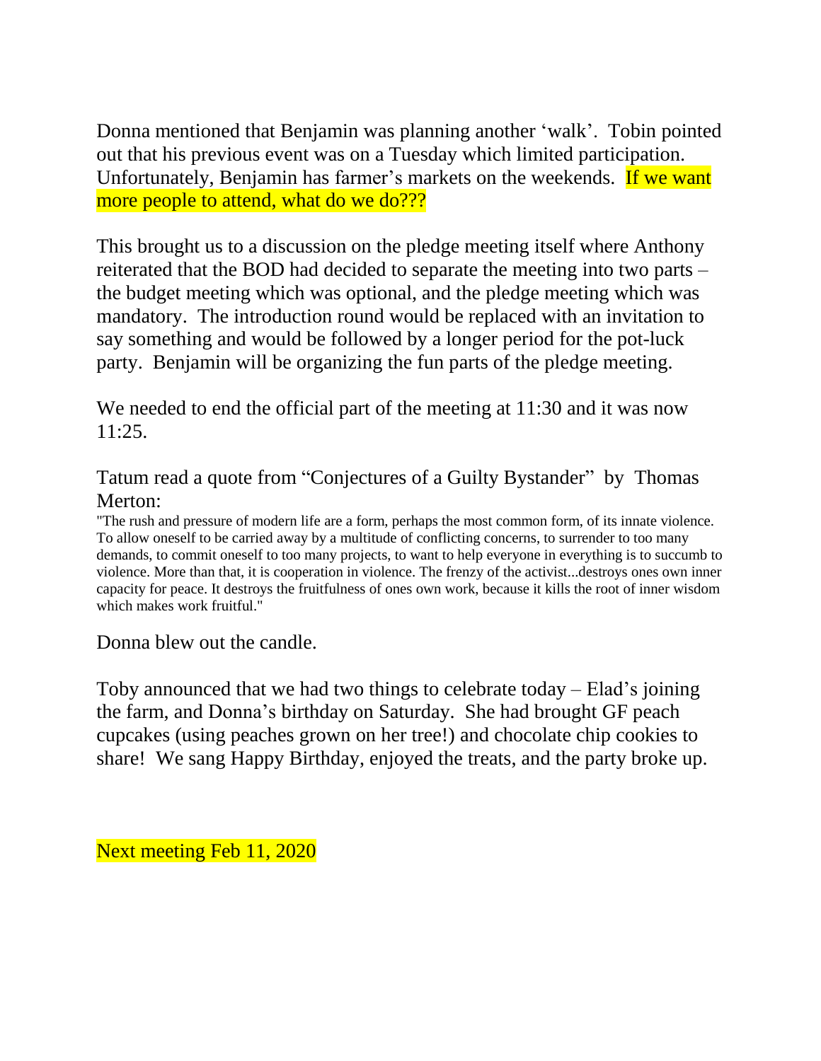Donna mentioned that Benjamin was planning another 'walk'. Tobin pointed out that his previous event was on a Tuesday which limited participation. Unfortunately, Benjamin has farmer's markets on the weekends. If we want more people to attend, what do we do???

This brought us to a discussion on the pledge meeting itself where Anthony reiterated that the BOD had decided to separate the meeting into two parts – the budget meeting which was optional, and the pledge meeting which was mandatory. The introduction round would be replaced with an invitation to say something and would be followed by a longer period for the pot-luck party. Benjamin will be organizing the fun parts of the pledge meeting.

We needed to end the official part of the meeting at 11:30 and it was now 11:25.

Tatum read a quote from "Conjectures of a Guilty Bystander" by Thomas Merton:

"The rush and pressure of modern life are a form, perhaps the most common form, of its innate violence. To allow oneself to be carried away by a multitude of conflicting concerns, to surrender to too many demands, to commit oneself to too many projects, to want to help everyone in everything is to succumb to violence. More than that, it is cooperation in violence. The frenzy of the activist...destroys ones own inner capacity for peace. It destroys the fruitfulness of ones own work, because it kills the root of inner wisdom which makes work fruitful."

Donna blew out the candle.

Toby announced that we had two things to celebrate today – Elad's joining the farm, and Donna's birthday on Saturday. She had brought GF peach cupcakes (using peaches grown on her tree!) and chocolate chip cookies to share! We sang Happy Birthday, enjoyed the treats, and the party broke up.

Next meeting Feb 11, 2020